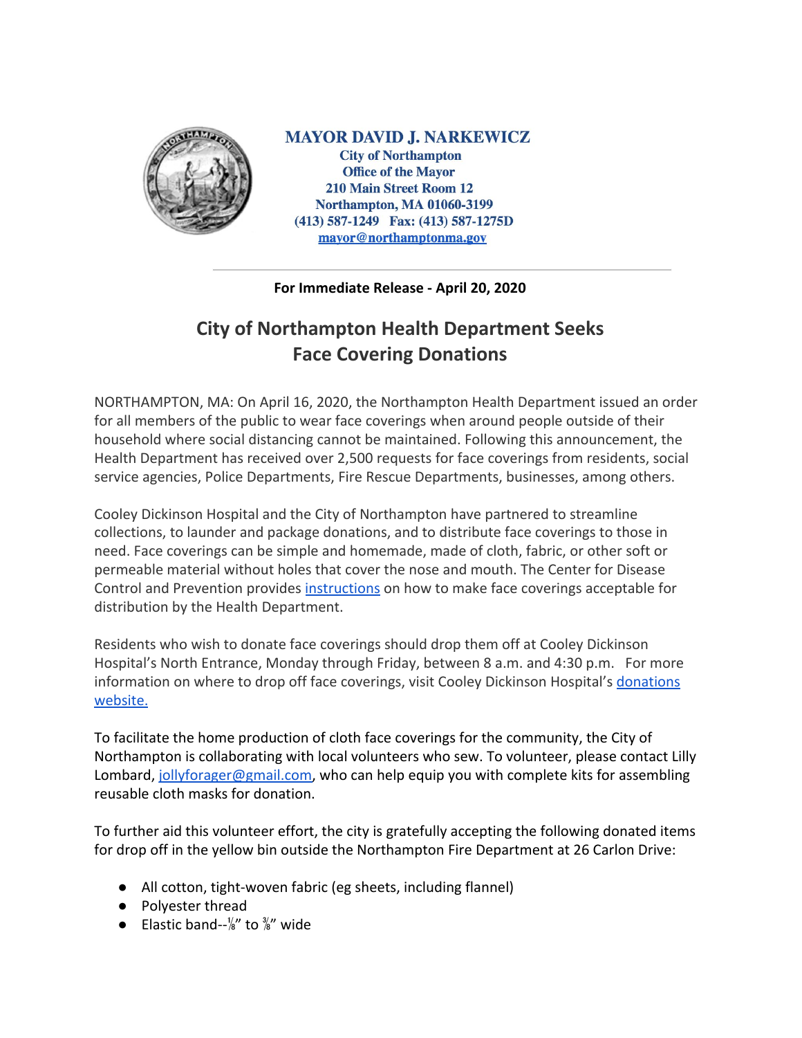**MAYOR DAVID J. NARKEWICZ**
**City of Northampton**
**Office of the Mayor**
**210 Main Street Room 12**
**Northampton, MA 01060-3199**
**(413) 587-1249 Fax: (413) 587-1275D**
**mayor@northamptonma.gov**

---

**For Immediate Release - April 20, 2020**

## City of Northampton Health Department Seeks Face Covering Donations

NORTHAMPTON, MA: On April 16, 2020, the Northampton Health Department issued an order for all members of the public to wear face coverings when around people outside of their household where social distancing cannot be maintained. Following this announcement, the Health Department has received over 2,500 requests for face coverings from residents, social service agencies, Police Departments, Fire Rescue Departments, businesses, among others.

Cooley Dickinson Hospital and the City of Northampton have partnered to streamline collections, to launder and package donations, and to distribute face coverings to those in need. Face coverings can be simple and homemade, made of cloth, fabric, or other soft or permeable material without holes that cover the nose and mouth. The Center for Disease Control and Prevention provides instructions on how to make face coverings acceptable for distribution by the Health Department.

Residents who wish to donate face coverings should drop them off at Cooley Dickinson Hospital's North Entrance, Monday through Friday, between 8 a.m. and 4:30 p.m. For more information on where to drop off face coverings, visit Cooley Dickinson Hospital's donations website.

To facilitate the home production of cloth face coverings for the community, the City of Northampton is collaborating with local volunteers who sew. To volunteer, please contact Lilly Lombard, jollyforager@gmail.com, who can help equip you with complete kits for assembling reusable cloth masks for donation.

To further aid this volunteer effort, the city is gratefully accepting the following donated items for drop off in the yellow bin outside the Northampton Fire Department at 26 Carlon Drive:

- All cotton, tight-woven fabric (eg sheets, including flannel)
- Polyester thread
- Elastic band--⅛" to ⅜" wide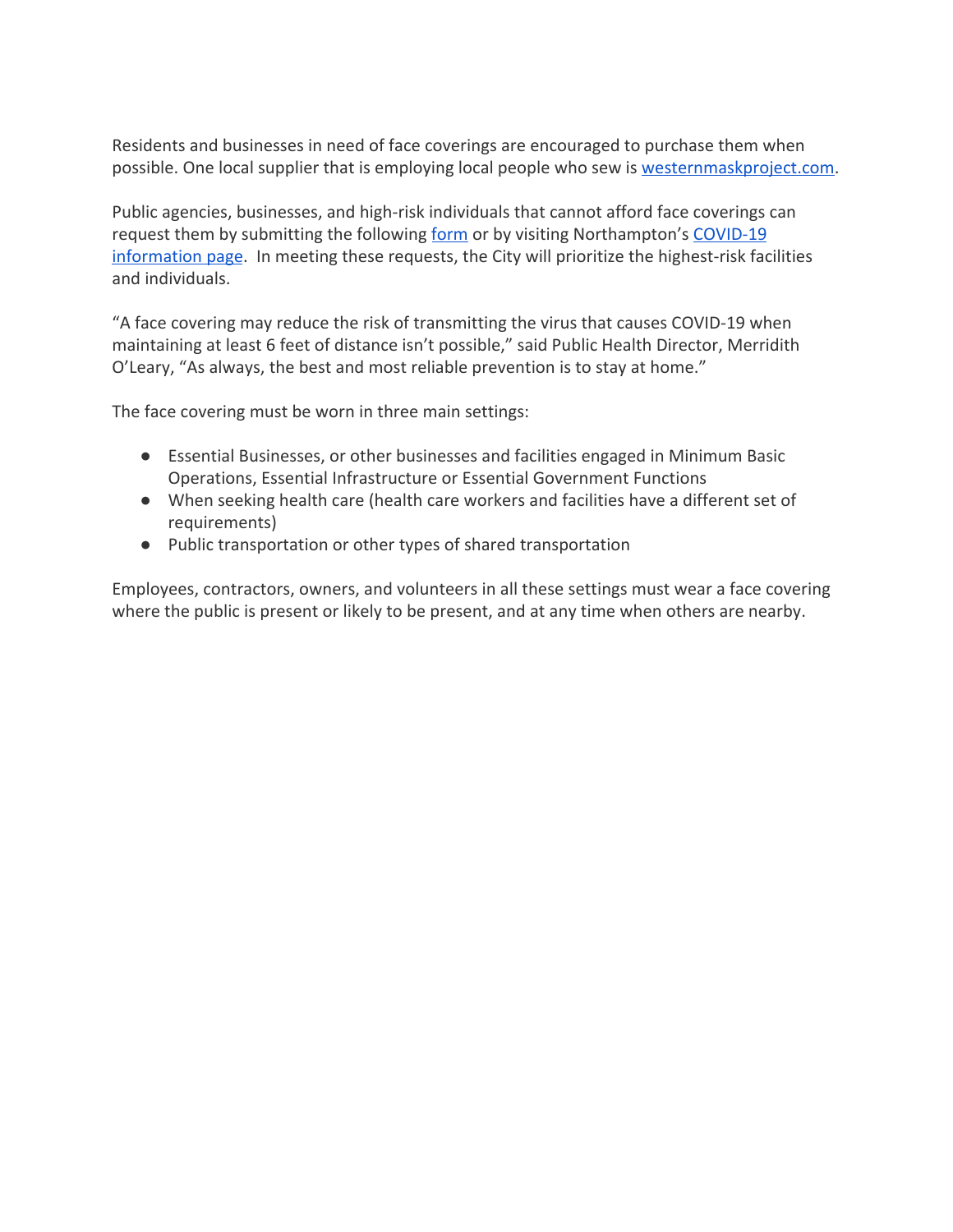Residents and businesses in need of face coverings are encouraged to purchase them when possible. One local supplier that is employing local people who sew is westernmaskproject.com.

Public agencies, businesses, and high-risk individuals that cannot afford face coverings can request them by submitting the following form or by visiting Northampton's COVID-19 information page. In meeting these requests, the City will prioritize the highest-risk facilities and individuals.

"A face covering may reduce the risk of transmitting the virus that causes COVID-19 when maintaining at least 6 feet of distance isn't possible," said Public Health Director, Merridith O'Leary, "As always, the best and most reliable prevention is to stay at home."

The face covering must be worn in three main settings:

- Essential Businesses, or other businesses and facilities engaged in Minimum Basic Operations, Essential Infrastructure or Essential Government Functions
- When seeking health care (health care workers and facilities have a different set of requirements)
- Public transportation or other types of shared transportation

Employees, contractors, owners, and volunteers in all these settings must wear a face covering where the public is present or likely to be present, and at any time when others are nearby.